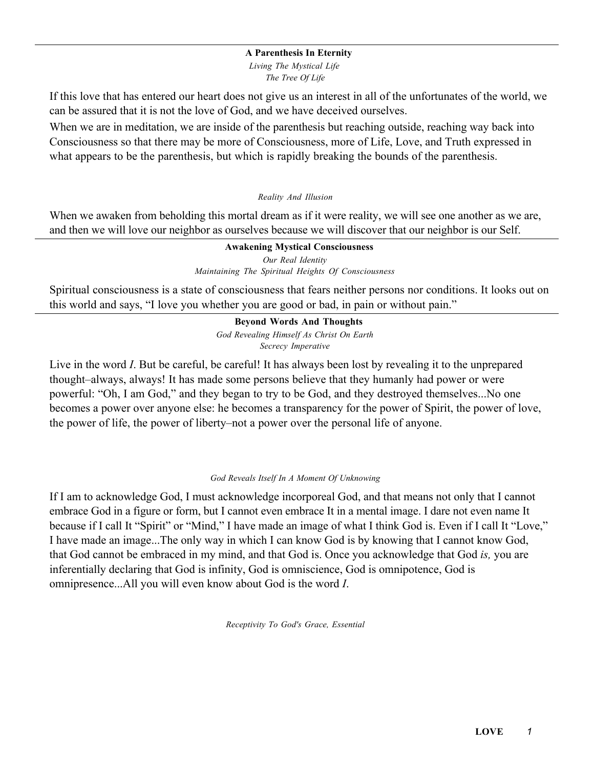**A Parenthesis In Eternity**

*Living The Mystical Life*

*The Tree Of Life*

If this love that has entered our heart does not give us an interest in all of the unfortunates of the world, we can be assured that it is not the love of God, and we have deceived ourselves.

When we are in meditation, we are inside of the parenthesis but reaching outside, reaching way back into Consciousness so that there may be more of Consciousness, more of Life, Love, and Truth expressed in what appears to be the parenthesis, but which is rapidly breaking the bounds of the parenthesis.

*Reality And Illusion*

When we awaken from beholding this mortal dream as if it were reality, we will see one another as we are, and then we will love our neighbor as ourselves because we will discover that our neighbor is our Self.

---

**Awakening Mystical Consciousness**

*Our Real Identity*

*Maintaining The Spiritual Heights Of Consciousness*

Spiritual consciousness is a state of consciousness that fears neither persons nor conditions. It looks out on this world and says, "I love you whether you are good or bad, in pain or without pain."

---

**Beyond Words And Thoughts**

*God Revealing Himself As Christ On Earth*

*Secrecy Imperative*

Live in the word *I*. But be careful, be careful! It has always been lost by revealing it to the unprepared thought–always, always! It has made some persons believe that they humanly had power or were powerful: "Oh, I am God," and they began to try to be God, and they destroyed themselves...No one becomes a power over anyone else: he becomes a transparency for the power of Spirit, the power of love, the power of life, the power of liberty–not a power over the personal life of anyone.

*God Reveals Itself In A Moment Of Unknowing*

If I am to acknowledge God, I must acknowledge incorporeal God, and that means not only that I cannot embrace God in a figure or form, but I cannot even embrace It in a mental image. I dare not even name It because if I call It "Spirit" or "Mind," I have made an image of what I think God is. Even if I call It "Love," I have made an image...The only way in which I can know God is by knowing that I cannot know God, that God cannot be embraced in my mind, and that God is. Once you acknowledge that God *is,* you are inferentially declaring that God is infinity, God is omniscience, God is omnipotence, God is omnipresence...All you will even know about God is the word *I*.

*Receptivity To God's Grace, Essential*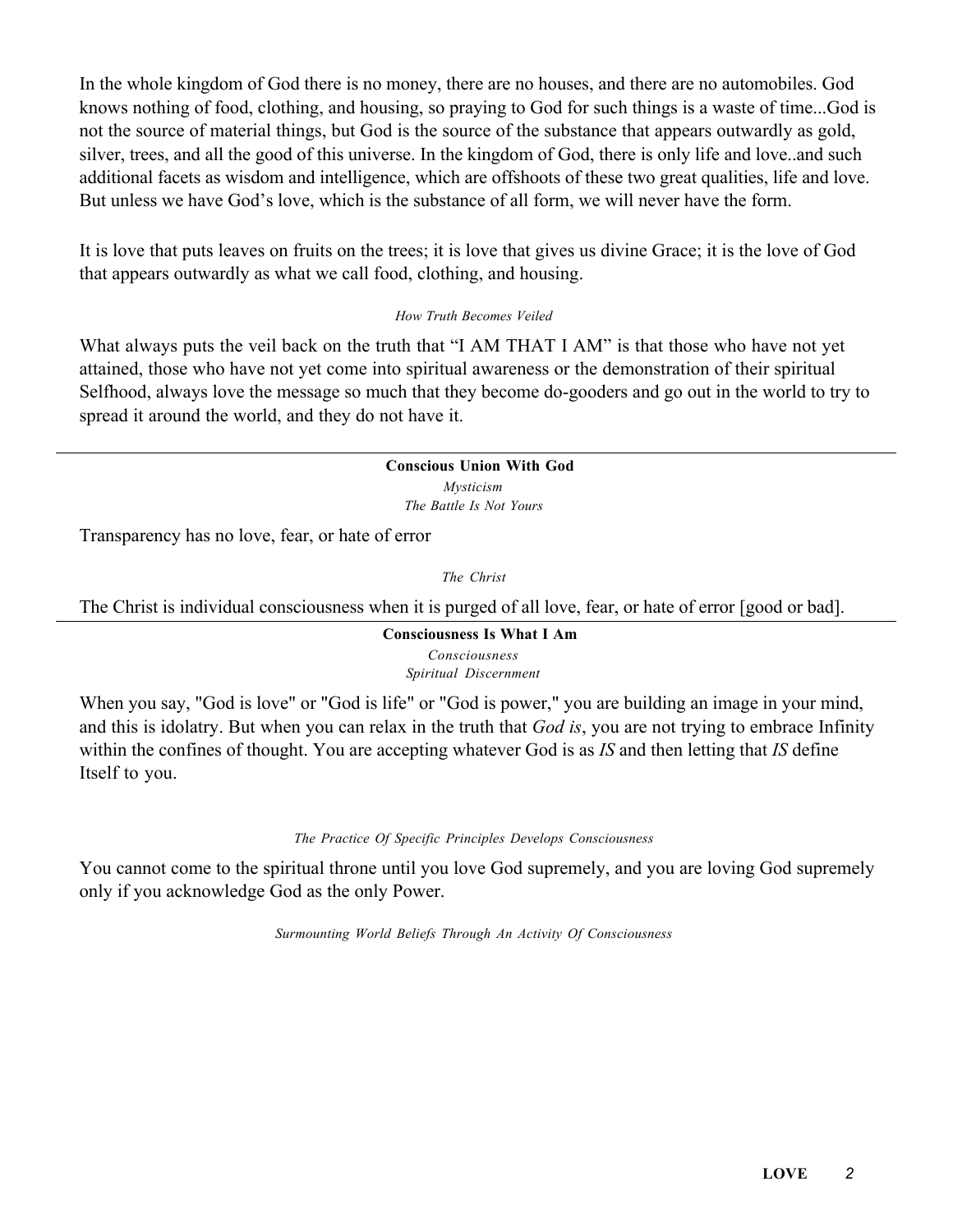In the whole kingdom of God there is no money, there are no houses, and there are no automobiles. God knows nothing of food, clothing, and housing, so praying to God for such things is a waste of time...God is not the source of material things, but God is the source of the substance that appears outwardly as gold, silver, trees, and all the good of this universe. In the kingdom of God, there is only life and love..and such additional facets as wisdom and intelligence, which are offshoots of these two great qualities, life and love. But unless we have God's love, which is the substance of all form, we will never have the form.

It is love that puts leaves on fruits on the trees; it is love that gives us divine Grace; it is the love of God that appears outwardly as what we call food, clothing, and housing.

*How Truth Becomes Veiled*

What always puts the veil back on the truth that "I AM THAT I AM" is that those who have not yet attained, those who have not yet come into spiritual awareness or the demonstration of their spiritual Selfhood, always love the message so much that they become do-gooders and go out in the world to try to spread it around the world, and they do not have it.

---

**Conscious Union With God**

*Mysticism*

*The Battle Is Not Yours*

Transparency has no love, fear, or hate of error

*The Christ*

The Christ is individual consciousness when it is purged of all love, fear, or hate of error [good or bad].

---

**Consciousness Is What I Am**

*Consciousness*

*Spiritual Discernment*

When you say, "God is love" or "God is life" or "God is power," you are building an image in your mind, and this is idolatry. But when you can relax in the truth that *God is*, you are not trying to embrace Infinity within the confines of thought. You are accepting whatever God is as *IS* and then letting that *IS* define Itself to you.

*The Practice Of Specific Principles Develops Consciousness*

You cannot come to the spiritual throne until you love God supremely, and you are loving God supremely only if you acknowledge God as the only Power.

*Surmounting World Beliefs Through An Activity Of Consciousness*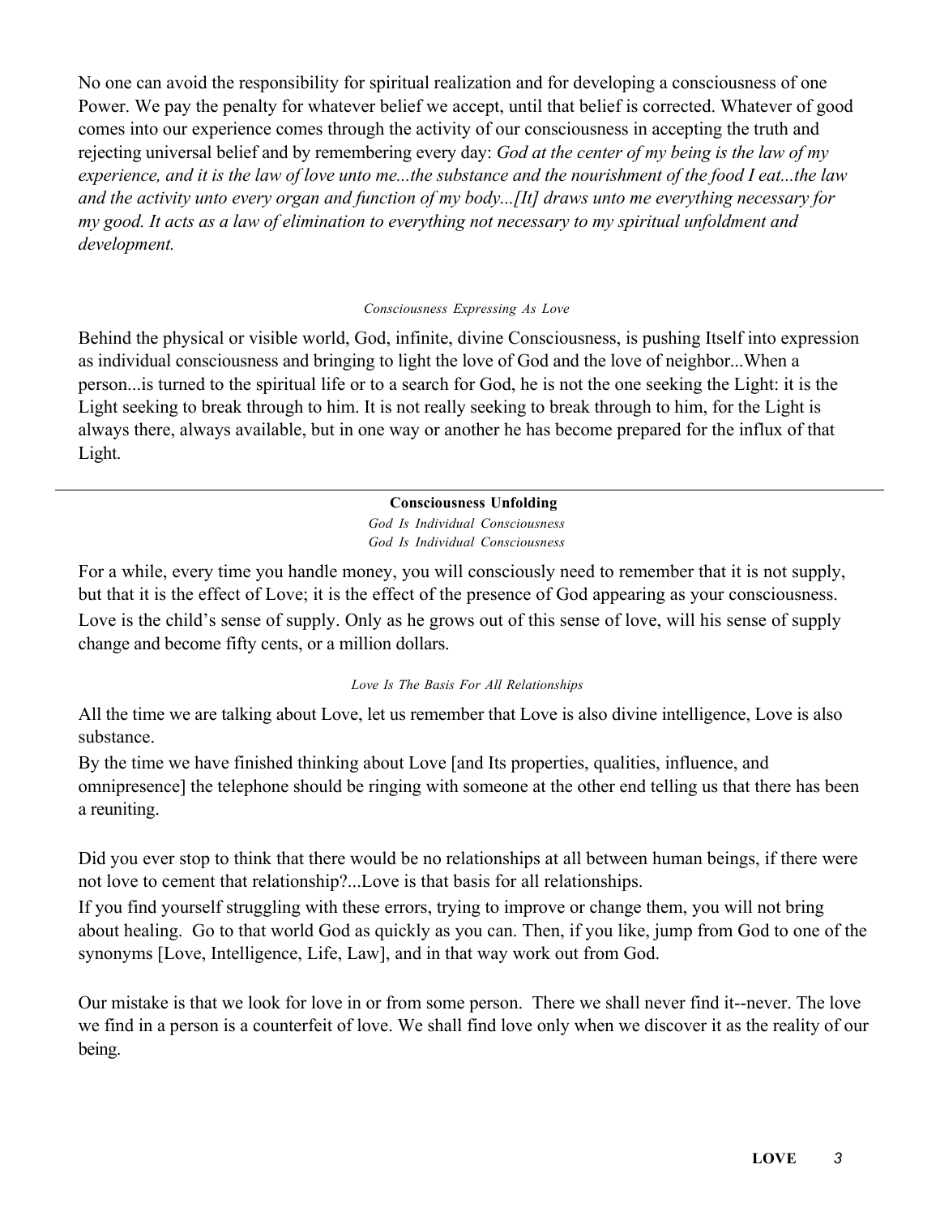No one can avoid the responsibility for spiritual realization and for developing a consciousness of one Power. We pay the penalty for whatever belief we accept, until that belief is corrected. Whatever of good comes into our experience comes through the activity of our consciousness in accepting the truth and rejecting universal belief and by remembering every day: *God at the center of my being is the law of my experience, and it is the law of love unto me...the substance and the nourishment of the food I eat...the law and the activity unto every organ and function of my body...[It] draws unto me everything necessary for my good. It acts as a law of elimination to everything not necessary to my spiritual unfoldment and development.*

*Consciousness Expressing As Love*

Behind the physical or visible world, God, infinite, divine Consciousness, is pushing Itself into expression as individual consciousness and bringing to light the love of God and the love of neighbor...When a person...is turned to the spiritual life or to a search for God, he is not the one seeking the Light: it is the Light seeking to break through to him. It is not really seeking to break through to him, for the Light is always there, always available, but in one way or another he has become prepared for the influx of that Light.

---

**Consciousness Unfolding**

*God Is Individual Consciousness*

*God Is Individual Consciousness*

For a while, every time you handle money, you will consciously need to remember that it is not supply, but that it is the effect of Love; it is the effect of the presence of God appearing as your consciousness. Love is the child's sense of supply. Only as he grows out of this sense of love, will his sense of supply change and become fifty cents, or a million dollars.

*Love Is The Basis For All Relationships*

All the time we are talking about Love, let us remember that Love is also divine intelligence, Love is also substance.

By the time we have finished thinking about Love [and Its properties, qualities, influence, and omnipresence] the telephone should be ringing with someone at the other end telling us that there has been a reuniting.

Did you ever stop to think that there would be no relationships at all between human beings, if there were not love to cement that relationship?...Love is that basis for all relationships.

If you find yourself struggling with these errors, trying to improve or change them, you will not bring about healing. Go to that world God as quickly as you can. Then, if you like, jump from God to one of the synonyms [Love, Intelligence, Life, Law], and in that way work out from God.

Our mistake is that we look for love in or from some person. There we shall never find it--never. The love we find in a person is a counterfeit of love. We shall find love only when we discover it as the reality of our being.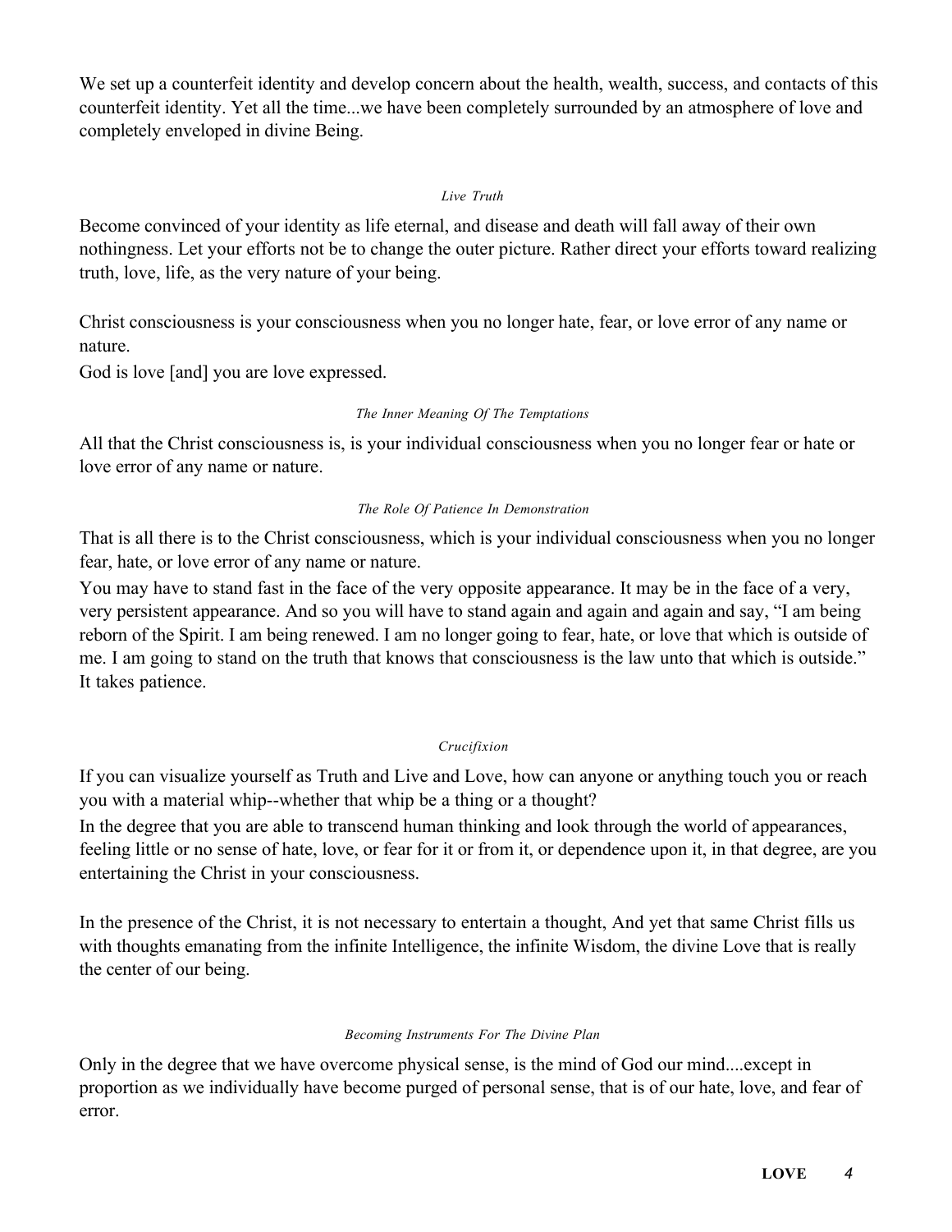We set up a counterfeit identity and develop concern about the health, wealth, success, and contacts of this counterfeit identity. Yet all the time...we have been completely surrounded by an atmosphere of love and completely enveloped in divine Being.

*Live Truth*

Become convinced of your identity as life eternal, and disease and death will fall away of their own nothingness. Let your efforts not be to change the outer picture. Rather direct your efforts toward realizing truth, love, life, as the very nature of your being.

Christ consciousness is your consciousness when you no longer hate, fear, or love error of any name or nature.
God is love [and] you are love expressed.

*The Inner Meaning Of The Temptations*

All that the Christ consciousness is, is your individual consciousness when you no longer fear or hate or love error of any name or nature.

*The Role Of Patience In Demonstration*

That is all there is to the Christ consciousness, which is your individual consciousness when you no longer fear, hate, or love error of any name or nature.
You may have to stand fast in the face of the very opposite appearance. It may be in the face of a very, very persistent appearance. And so you will have to stand again and again and again and say, "I am being reborn of the Spirit. I am being renewed. I am no longer going to fear, hate, or love that which is outside of me. I am going to stand on the truth that knows that consciousness is the law unto that which is outside." It takes patience.

*Crucifixion*

If you can visualize yourself as Truth and Live and Love, how can anyone or anything touch you or reach you with a material whip--whether that whip be a thing or a thought?
In the degree that you are able to transcend human thinking and look through the world of appearances, feeling little or no sense of hate, love, or fear for it or from it, or dependence upon it, in that degree, are you entertaining the Christ in your consciousness.

In the presence of the Christ, it is not necessary to entertain a thought, And yet that same Christ fills us with thoughts emanating from the infinite Intelligence, the infinite Wisdom, the divine Love that is really the center of our being.

*Becoming Instruments For The Divine Plan*

Only in the degree that we have overcome physical sense, is the mind of God our mind....except in proportion as we individually have become purged of personal sense, that is of our hate, love, and fear of error.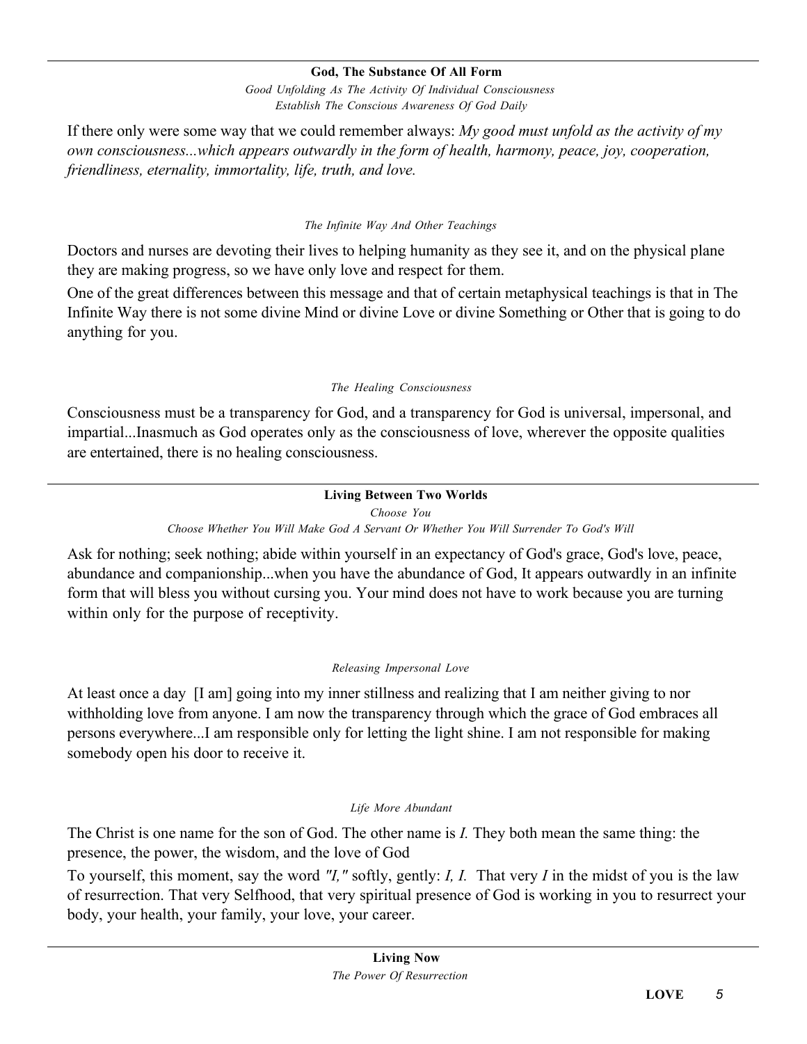**God, The Substance Of All Form**

*Good Unfolding As The Activity Of Individual Consciousness*

*Establish The Conscious Awareness Of God Daily*

If there only were some way that we could remember always: *My good must unfold as the activity of my own consciousness...which appears outwardly in the form of health, harmony, peace, joy, cooperation, friendliness, eternality, immortality, life, truth, and love.*

*The Infinite Way And Other Teachings*

Doctors and nurses are devoting their lives to helping humanity as they see it, and on the physical plane they are making progress, so we have only love and respect for them.

One of the great differences between this message and that of certain metaphysical teachings is that in The Infinite Way there is not some divine Mind or divine Love or divine Something or Other that is going to do anything for you.

*The Healing Consciousness*

Consciousness must be a transparency for God, and a transparency for God is universal, impersonal, and impartial...Inasmuch as God operates only as the consciousness of love, wherever the opposite qualities are entertained, there is no healing consciousness.

---

**Living Between Two Worlds**

*Choose You*

*Choose Whether You Will Make God A Servant Or Whether You Will Surrender To God's Will*

Ask for nothing; seek nothing; abide within yourself in an expectancy of God's grace, God's love, peace, abundance and companionship...when you have the abundance of God, It appears outwardly in an infinite form that will bless you without cursing you. Your mind does not have to work because you are turning within only for the purpose of receptivity.

*Releasing Impersonal Love*

At least once a day [I am] going into my inner stillness and realizing that I am neither giving to nor withholding love from anyone. I am now the transparency through which the grace of God embraces all persons everywhere...I am responsible only for letting the light shine. I am not responsible for making somebody open his door to receive it.

*Life More Abundant*

The Christ is one name for the son of God. The other name is *I.* They both mean the same thing: the presence, the power, the wisdom, and the love of God

To yourself, this moment, say the word *"I,"* softly, gently: *I, I.* That very *I* in the midst of you is the law of resurrection. That very Selfhood, that very spiritual presence of God is working in you to resurrect your body, your health, your family, your love, your career.

---

**Living Now**

*The Power Of Resurrection*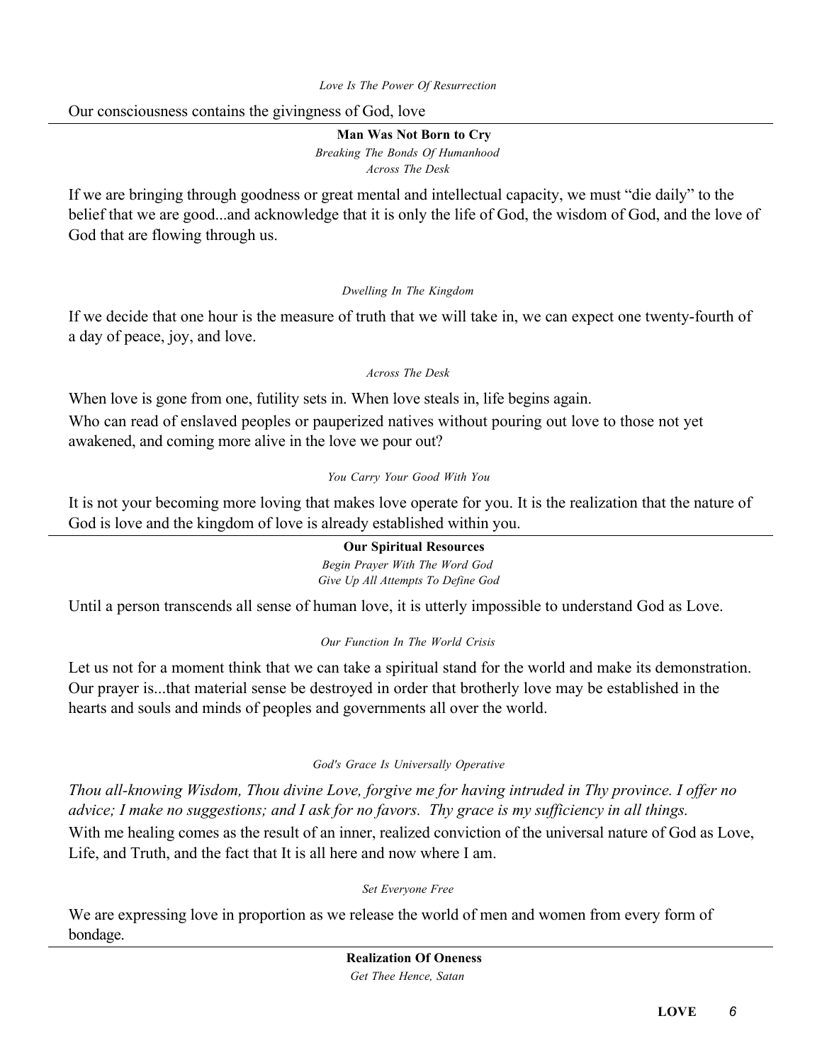*Love Is The Power Of Resurrection*

Our consciousness contains the givingness of God, love

---

**Man Was Not Born to Cry**

*Breaking The Bonds Of Humanhood*

*Across The Desk*

If we are bringing through goodness or great mental and intellectual capacity, we must "die daily" to the belief that we are good...and acknowledge that it is only the life of God, the wisdom of God, and the love of God that are flowing through us.

*Dwelling In The Kingdom*

If we decide that one hour is the measure of truth that we will take in, we can expect one twenty-fourth of a day of peace, joy, and love.

*Across The Desk*

When love is gone from one, futility sets in. When love steals in, life begins again.

Who can read of enslaved peoples or pauperized natives without pouring out love to those not yet awakened, and coming more alive in the love we pour out?

*You Carry Your Good With You*

It is not your becoming more loving that makes love operate for you. It is the realization that the nature of God is love and the kingdom of love is already established within you.

---

**Our Spiritual Resources**

*Begin Prayer With The Word God*

*Give Up All Attempts To Define God*

Until a person transcends all sense of human love, it is utterly impossible to understand God as Love.

*Our Function In The World Crisis*

Let us not for a moment think that we can take a spiritual stand for the world and make its demonstration. Our prayer is...that material sense be destroyed in order that brotherly love may be established in the hearts and souls and minds of peoples and governments all over the world.

*God's Grace Is Universally Operative*

*Thou all-knowing Wisdom, Thou divine Love, forgive me for having intruded in Thy province. I offer no advice; I make no suggestions; and I ask for no favors. Thy grace is my sufficiency in all things.*

With me healing comes as the result of an inner, realized conviction of the universal nature of God as Love, Life, and Truth, and the fact that It is all here and now where I am.

*Set Everyone Free*

We are expressing love in proportion as we release the world of men and women from every form of bondage.

---

**Realization Of Oneness**

*Get Thee Hence, Satan*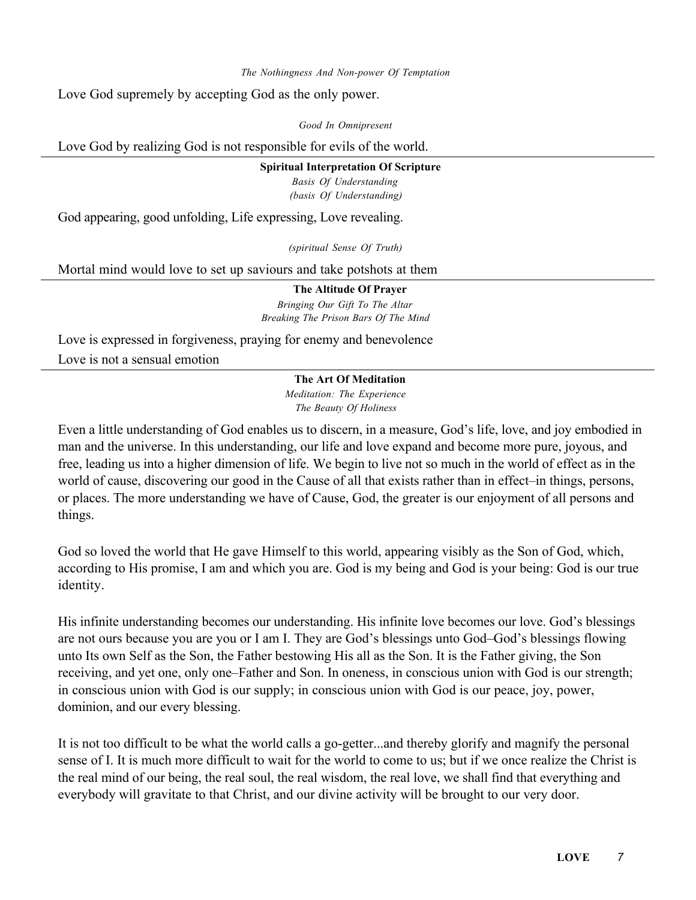*The Nothingness And Non-power Of Temptation*

Love God supremely by accepting God as the only power.

*Good In Omnipresent*

Love God by realizing God is not responsible for evils of the world.

---

**Spiritual Interpretation Of Scripture**

*Basis Of Understanding*
*(basis Of Understanding)*

God appearing, good unfolding, Life expressing, Love revealing.

*(spiritual Sense Of Truth)*

Mortal mind would love to set up saviours and take potshots at them

---

**The Altitude Of Prayer**

*Bringing Our Gift To The Altar*
*Breaking The Prison Bars Of The Mind*

Love is expressed in forgiveness, praying for enemy and benevolence

Love is not a sensual emotion

---

**The Art Of Meditation**

*Meditation: The Experience*
*The Beauty Of Holiness*

Even a little understanding of God enables us to discern, in a measure, God's life, love, and joy embodied in man and the universe. In this understanding, our life and love expand and become more pure, joyous, and free, leading us into a higher dimension of life. We begin to live not so much in the world of effect as in the world of cause, discovering our good in the Cause of all that exists rather than in effect–in things, persons, or places. The more understanding we have of Cause, God, the greater is our enjoyment of all persons and things.

God so loved the world that He gave Himself to this world, appearing visibly as the Son of God, which, according to His promise, I am and which you are. God is my being and God is your being: God is our true identity.

His infinite understanding becomes our understanding. His infinite love becomes our love. God's blessings are not ours because you are you or I am I. They are God's blessings unto God–God's blessings flowing unto Its own Self as the Son, the Father bestowing His all as the Son. It is the Father giving, the Son receiving, and yet one, only one–Father and Son. In oneness, in conscious union with God is our strength; in conscious union with God is our supply; in conscious union with God is our peace, joy, power, dominion, and our every blessing.

It is not too difficult to be what the world calls a go-getter...and thereby glorify and magnify the personal sense of I. It is much more difficult to wait for the world to come to us; but if we once realize the Christ is the real mind of our being, the real soul, the real wisdom, the real love, we shall find that everything and everybody will gravitate to that Christ, and our divine activity will be brought to our very door.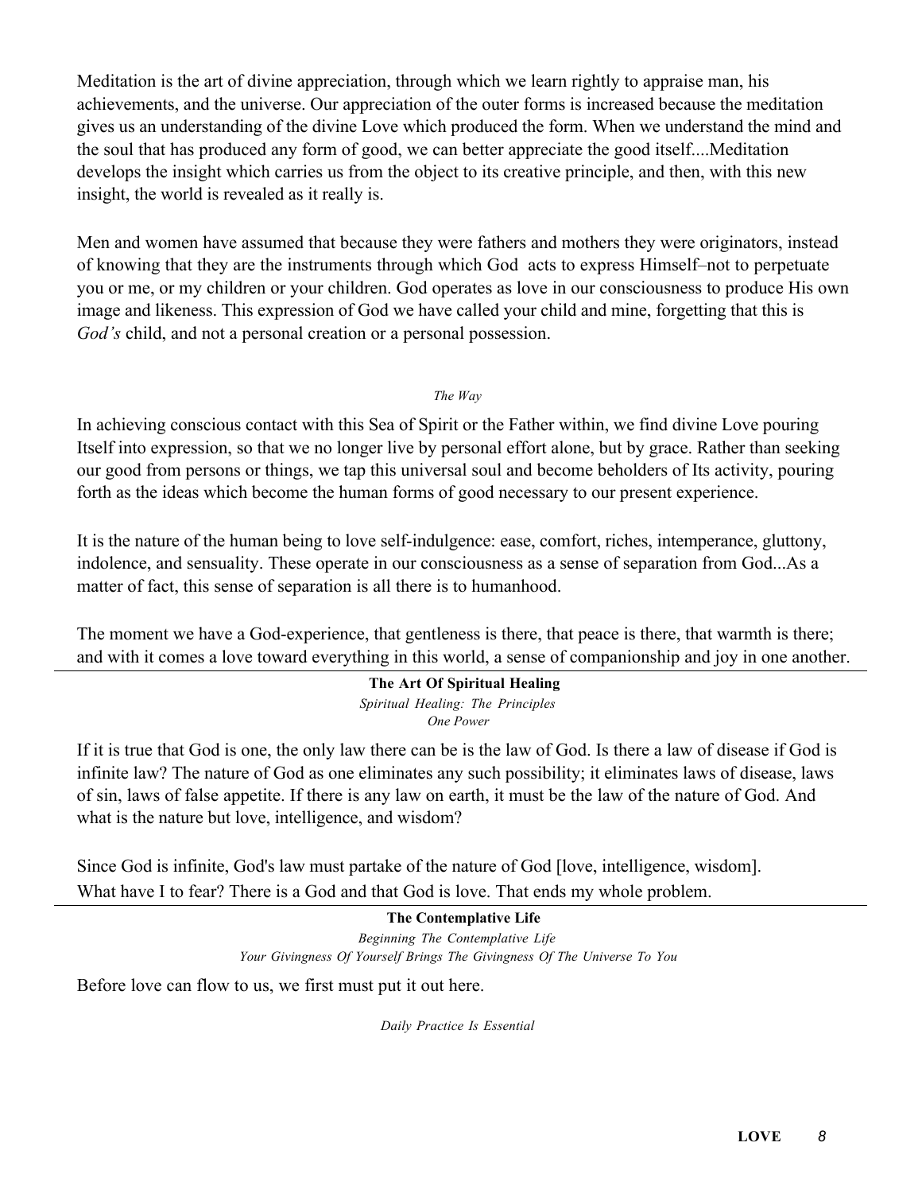Meditation is the art of divine appreciation, through which we learn rightly to appraise man, his achievements, and the universe. Our appreciation of the outer forms is increased because the meditation gives us an understanding of the divine Love which produced the form. When we understand the mind and the soul that has produced any form of good, we can better appreciate the good itself....Meditation develops the insight which carries us from the object to its creative principle, and then, with this new insight, the world is revealed as it really is.

Men and women have assumed that because they were fathers and mothers they were originators, instead of knowing that they are the instruments through which God acts to express Himself–not to perpetuate you or me, or my children or your children. God operates as love in our consciousness to produce His own image and likeness. This expression of God we have called your child and mine, forgetting that this is *God's* child, and not a personal creation or a personal possession.

*The Way*

In achieving conscious contact with this Sea of Spirit or the Father within, we find divine Love pouring Itself into expression, so that we no longer live by personal effort alone, but by grace. Rather than seeking our good from persons or things, we tap this universal soul and become beholders of Its activity, pouring forth as the ideas which become the human forms of good necessary to our present experience.

It is the nature of the human being to love self-indulgence: ease, comfort, riches, intemperance, gluttony, indolence, and sensuality. These operate in our consciousness as a sense of separation from God...As a matter of fact, this sense of separation is all there is to humanhood.

The moment we have a God-experience, that gentleness is there, that peace is there, that warmth is there; and with it comes a love toward everything in this world, a sense of companionship and joy in one another.

---

**The Art Of Spiritual Healing**

*Spiritual Healing: The Principles*

*One Power*

If it is true that God is one, the only law there can be is the law of God. Is there a law of disease if God is infinite law? The nature of God as one eliminates any such possibility; it eliminates laws of disease, laws of sin, laws of false appetite. If there is any law on earth, it must be the law of the nature of God. And what is the nature but love, intelligence, and wisdom?

Since God is infinite, God's law must partake of the nature of God [love, intelligence, wisdom]. What have I to fear? There is a God and that God is love. That ends my whole problem.

---

**The Contemplative Life**

*Beginning The Contemplative Life*

*Your Givingness Of Yourself Brings The Givingness Of The Universe To You*

Before love can flow to us, we first must put it out here.

*Daily Practice Is Essential*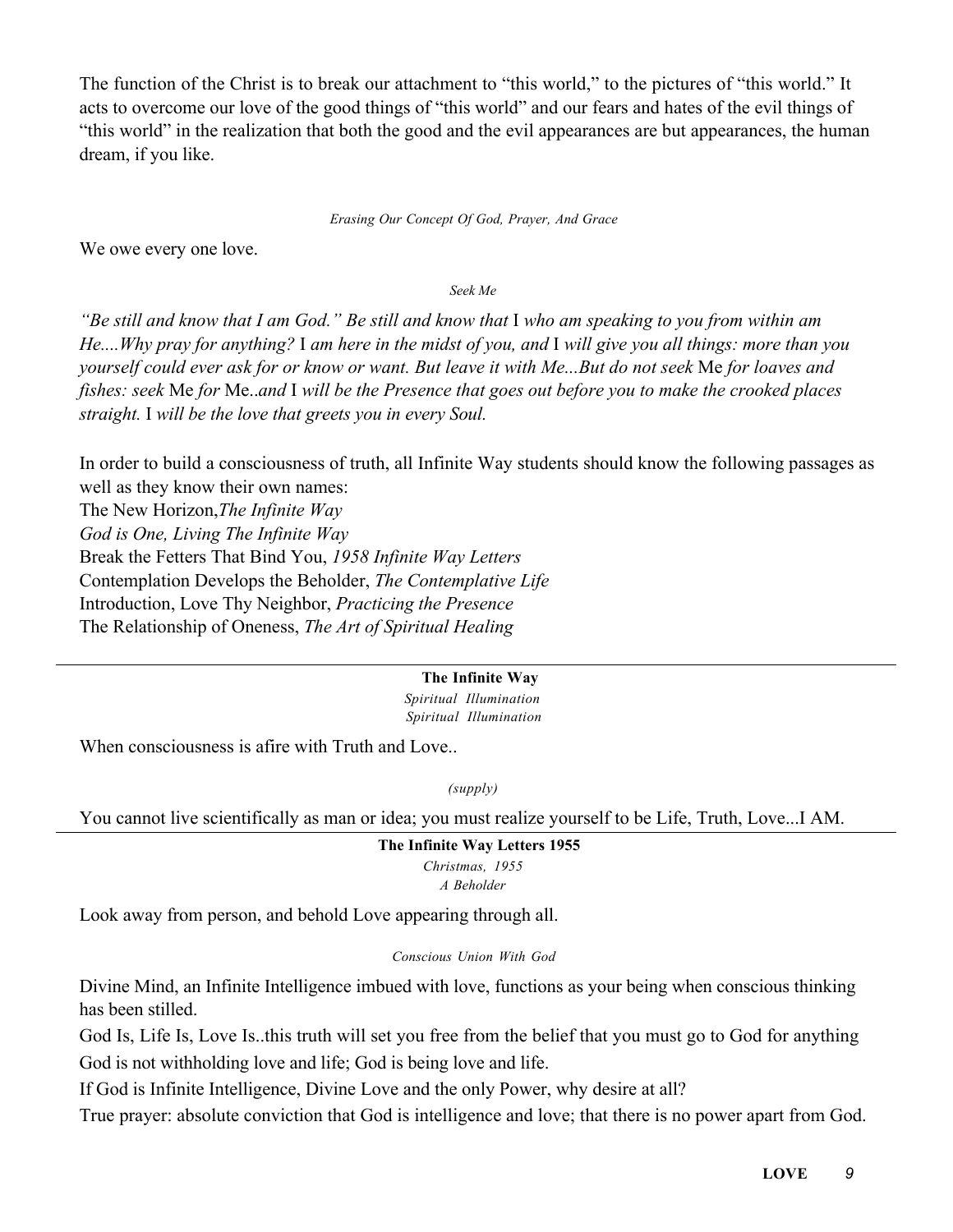The function of the Christ is to break our attachment to "this world," to the pictures of "this world." It acts to overcome our love of the good things of "this world" and our fears and hates of the evil things of "this world" in the realization that both the good and the evil appearances are but appearances, the human dream, if you like.

*Erasing Our Concept Of God, Prayer, And Grace*

We owe every one love.

*Seek Me*

*"Be still and know that I am God." Be still and know that* I *who am speaking to you from within am He....Why pray for anything?* I *am here in the midst of you, and* I *will give you all things: more than you yourself could ever ask for or know or want. But leave it with Me...But do not seek* Me *for loaves and fishes: seek* Me *for* Me..*and* I *will be the Presence that goes out before you to make the crooked places straight.* I *will be the love that greets you in every Soul.*

In order to build a consciousness of truth, all Infinite Way students should know the following passages as well as they know their own names:

The New Horizon, *The Infinite Way*
*God is One, Living The Infinite Way*
Break the Fetters That Bind You, *1958 Infinite Way Letters*
Contemplation Develops the Beholder, *The Contemplative Life*
Introduction, Love Thy Neighbor, *Practicing the Presence*
The Relationship of Oneness, *The Art of Spiritual Healing*

---

**The Infinite Way**

*Spiritual Illumination*
*Spiritual Illumination*

When consciousness is afire with Truth and Love..

*(supply)*

You cannot live scientifically as man or idea; you must realize yourself to be Life, Truth, Love...I AM.

---

**The Infinite Way Letters 1955**

*Christmas, 1955*
*A Beholder*

Look away from person, and behold Love appearing through all.

*Conscious Union With God*

Divine Mind, an Infinite Intelligence imbued with love, functions as your being when conscious thinking has been stilled.

God Is, Life Is, Love Is..this truth will set you free from the belief that you must go to God for anything

God is not withholding love and life; God is being love and life.

If God is Infinite Intelligence, Divine Love and the only Power, why desire at all?

True prayer: absolute conviction that God is intelligence and love; that there is no power apart from God.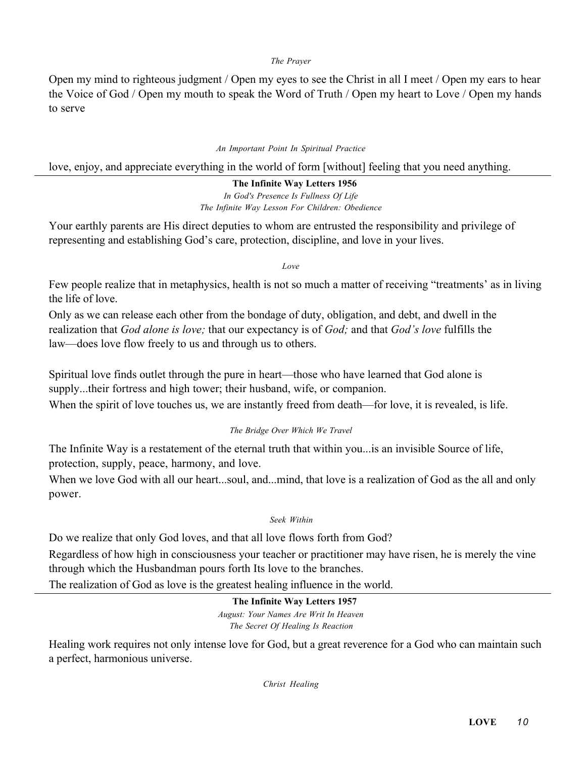*The Prayer*

Open my mind to righteous judgment / Open my eyes to see the Christ in all I meet / Open my ears to hear the Voice of God / Open my mouth to speak the Word of Truth / Open my heart to Love / Open my hands to serve

*An Important Point In Spiritual Practice*

love, enjoy, and appreciate everything in the world of form [without] feeling that you need anything.

---

**The Infinite Way Letters 1956**

*In God's Presence Is Fullness Of Life*

*The Infinite Way Lesson For Children: Obedience*

Your earthly parents are His direct deputies to whom are entrusted the responsibility and privilege of representing and establishing God's care, protection, discipline, and love in your lives.

*Love*

Few people realize that in metaphysics, health is not so much a matter of receiving "treatments' as in living the life of love.

Only as we can release each other from the bondage of duty, obligation, and debt, and dwell in the realization that *God alone is love;* that our expectancy is of *God;* and that *God's love* fulfills the law—does love flow freely to us and through us to others.

Spiritual love finds outlet through the pure in heart—those who have learned that God alone is supply...their fortress and high tower; their husband, wife, or companion.

When the spirit of love touches us, we are instantly freed from death—for love, it is revealed, is life.

*The Bridge Over Which We Travel*

The Infinite Way is a restatement of the eternal truth that within you...is an invisible Source of life, protection, supply, peace, harmony, and love.

When we love God with all our heart...soul, and...mind, that love is a realization of God as the all and only power.

*Seek Within*

Do we realize that only God loves, and that all love flows forth from God?

Regardless of how high in consciousness your teacher or practitioner may have risen, he is merely the vine through which the Husbandman pours forth Its love to the branches.

The realization of God as love is the greatest healing influence in the world.

---

**The Infinite Way Letters 1957**

*August: Your Names Are Writ In Heaven*

*The Secret Of Healing Is Reaction*

Healing work requires not only intense love for God, but a great reverence for a God who can maintain such a perfect, harmonious universe.

*Christ Healing*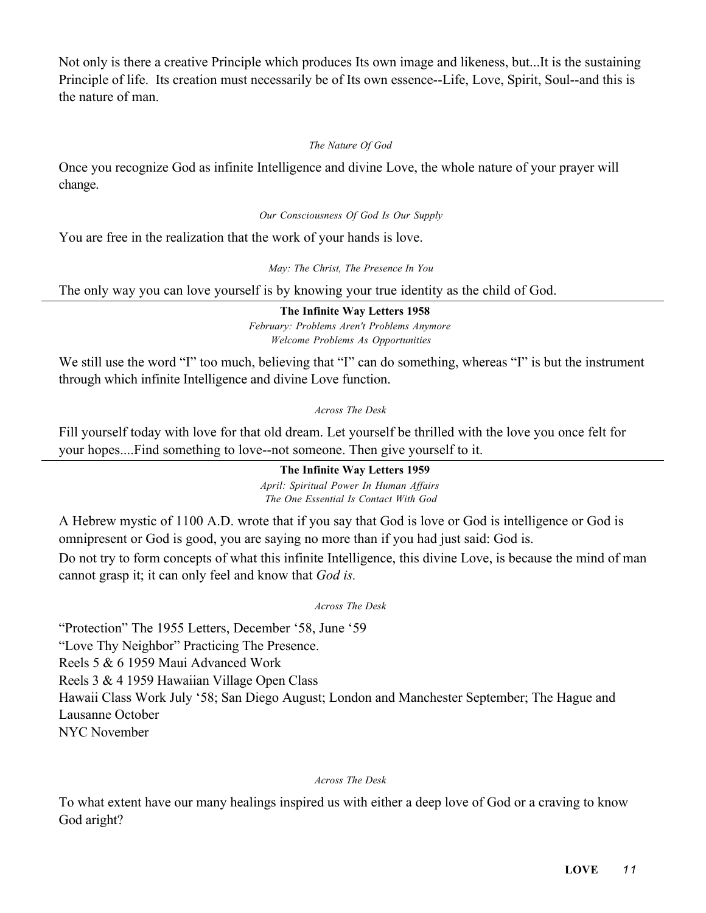Not only is there a creative Principle which produces Its own image and likeness, but...It is the sustaining Principle of life. Its creation must necessarily be of Its own essence--Life, Love, Spirit, Soul--and this is the nature of man.

*The Nature Of God*

Once you recognize God as infinite Intelligence and divine Love, the whole nature of your prayer will change.

*Our Consciousness Of God Is Our Supply*

You are free in the realization that the work of your hands is love.

*May: The Christ, The Presence In You*

The only way you can love yourself is by knowing your true identity as the child of God.

---

**The Infinite Way Letters 1958**

*February: Problems Aren't Problems Anymore*
*Welcome Problems As Opportunities*

We still use the word "I" too much, believing that "I" can do something, whereas "I" is but the instrument through which infinite Intelligence and divine Love function.

*Across The Desk*

Fill yourself today with love for that old dream. Let yourself be thrilled with the love you once felt for your hopes....Find something to love--not someone. Then give yourself to it.

---

**The Infinite Way Letters 1959**

*April: Spiritual Power In Human Affairs*
*The One Essential Is Contact With God*

A Hebrew mystic of 1100 A.D. wrote that if you say that God is love or God is intelligence or God is omnipresent or God is good, you are saying no more than if you had just said: God is.

Do not try to form concepts of what this infinite Intelligence, this divine Love, is because the mind of man cannot grasp it; it can only feel and know that *God is.*

*Across The Desk*

"Protection" The 1955 Letters, December '58, June '59
"Love Thy Neighbor" Practicing The Presence.
Reels 5 & 6 1959 Maui Advanced Work
Reels 3 & 4 1959 Hawaiian Village Open Class
Hawaii Class Work July '58; San Diego August; London and Manchester September; The Hague and Lausanne October
NYC November

*Across The Desk*

To what extent have our many healings inspired us with either a deep love of God or a craving to know God aright?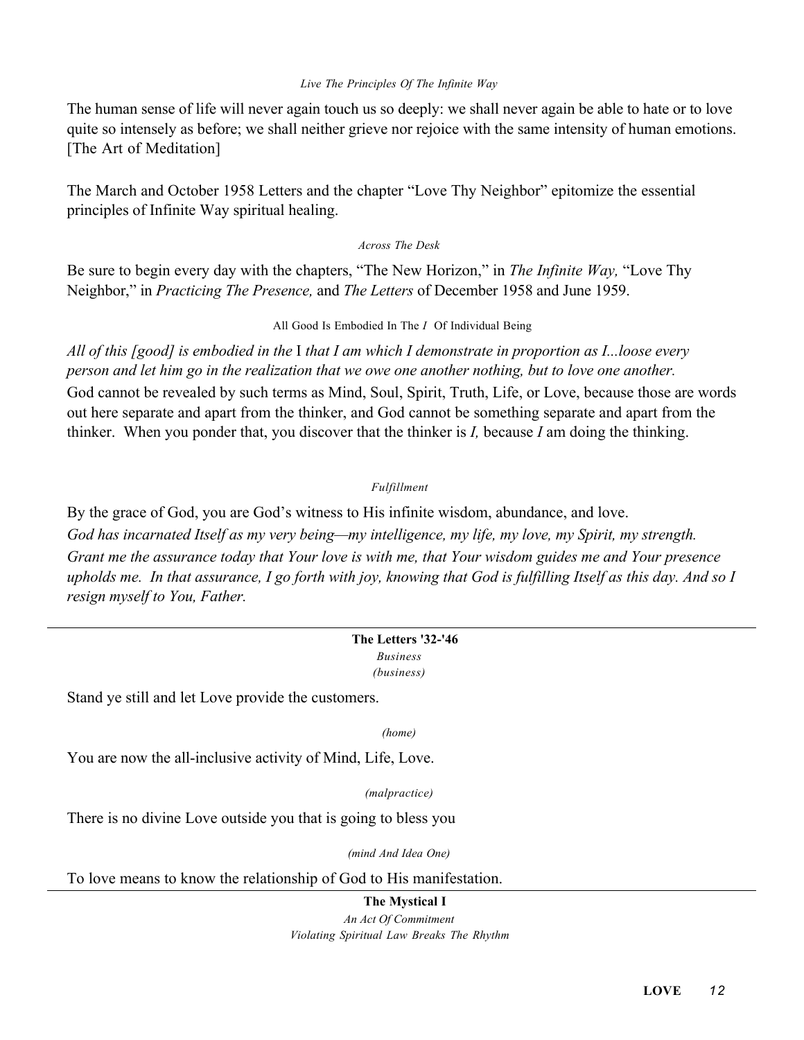*Live The Principles Of The Infinite Way*

The human sense of life will never again touch us so deeply: we shall never again be able to hate or to love quite so intensely as before; we shall neither grieve nor rejoice with the same intensity of human emotions. [The Art of Meditation]

The March and October 1958 Letters and the chapter "Love Thy Neighbor" epitomize the essential principles of Infinite Way spiritual healing.

*Across The Desk*

Be sure to begin every day with the chapters, "The New Horizon," in *The Infinite Way,* "Love Thy Neighbor," in *Practicing The Presence,* and *The Letters* of December 1958 and June 1959.

All Good Is Embodied In The *I* Of Individual Being

*All of this [good] is embodied in the* I *that I am which I demonstrate in proportion as I...loose every person and let him go in the realization that we owe one another nothing, but to love one another.*

God cannot be revealed by such terms as Mind, Soul, Spirit, Truth, Life, or Love, because those are words out here separate and apart from the thinker, and God cannot be something separate and apart from the thinker. When you ponder that, you discover that the thinker is *I,* because *I* am doing the thinking.

*Fulfillment*

By the grace of God, you are God's witness to His infinite wisdom, abundance, and love.

*God has incarnated Itself as my very being—my intelligence, my life, my love, my Spirit, my strength.*

*Grant me the assurance today that Your love is with me, that Your wisdom guides me and Your presence upholds me. In that assurance, I go forth with joy, knowing that God is fulfilling Itself as this day. And so I resign myself to You, Father.*

---

**The Letters '32-'46**

*Business*

*(business)*

Stand ye still and let Love provide the customers.

*(home)*

You are now the all-inclusive activity of Mind, Life, Love.

*(malpractice)*

There is no divine Love outside you that is going to bless you

*(mind And Idea One)*

To love means to know the relationship of God to His manifestation.

---

**The Mystical I**

*An Act Of Commitment*

*Violating Spiritual Law Breaks The Rhythm*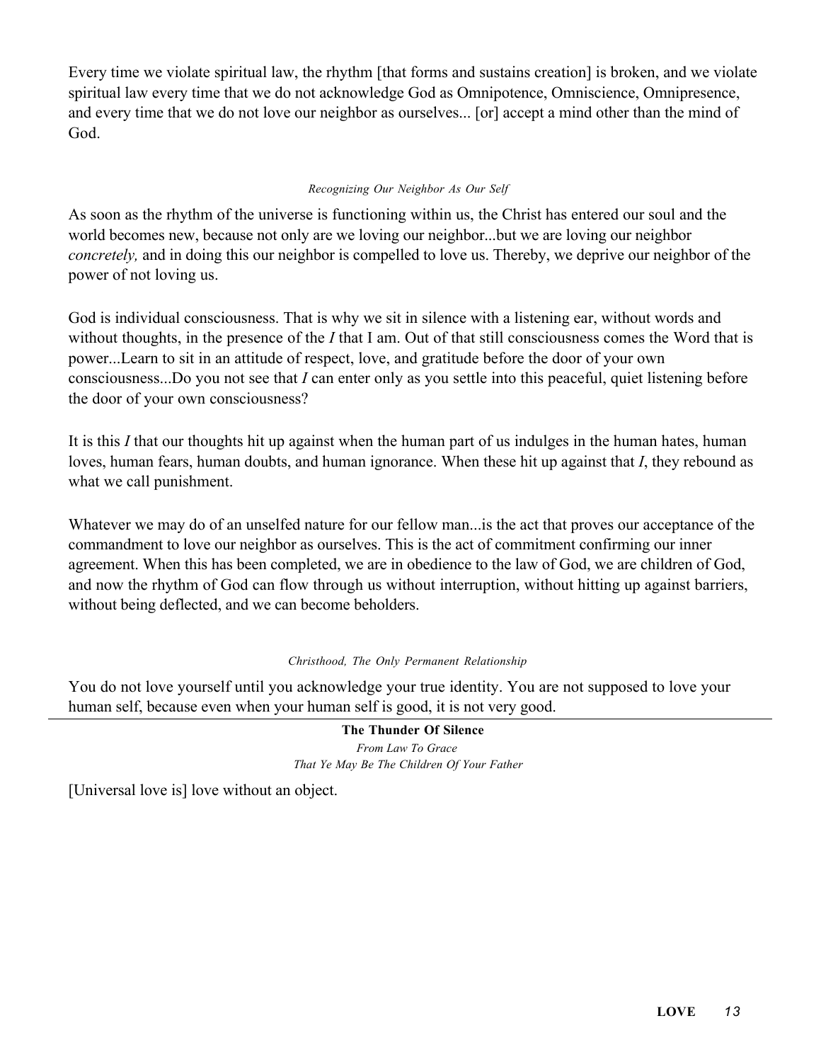Every time we violate spiritual law, the rhythm [that forms and sustains creation] is broken, and we violate spiritual law every time that we do not acknowledge God as Omnipotence, Omniscience, Omnipresence, and every time that we do not love our neighbor as ourselves... [or] accept a mind other than the mind of God.

*Recognizing Our Neighbor As Our Self*

As soon as the rhythm of the universe is functioning within us, the Christ has entered our soul and the world becomes new, because not only are we loving our neighbor...but we are loving our neighbor *concretely,* and in doing this our neighbor is compelled to love us. Thereby, we deprive our neighbor of the power of not loving us.

God is individual consciousness. That is why we sit in silence with a listening ear, without words and without thoughts, in the presence of the *I* that I am. Out of that still consciousness comes the Word that is power...Learn to sit in an attitude of respect, love, and gratitude before the door of your own consciousness...Do you not see that *I* can enter only as you settle into this peaceful, quiet listening before the door of your own consciousness?

It is this *I* that our thoughts hit up against when the human part of us indulges in the human hates, human loves, human fears, human doubts, and human ignorance. When these hit up against that *I*, they rebound as what we call punishment.

Whatever we may do of an unselfed nature for our fellow man...is the act that proves our acceptance of the commandment to love our neighbor as ourselves. This is the act of commitment confirming our inner agreement. When this has been completed, we are in obedience to the law of God, we are children of God, and now the rhythm of God can flow through us without interruption, without hitting up against barriers, without being deflected, and we can become beholders.

*Christhood, The Only Permanent Relationship*

You do not love yourself until you acknowledge your true identity. You are not supposed to love your human self, because even when your human self is good, it is not very good.

---

**The Thunder Of Silence**

*From Law To Grace*

*That Ye May Be The Children Of Your Father*

[Universal love is] love without an object.